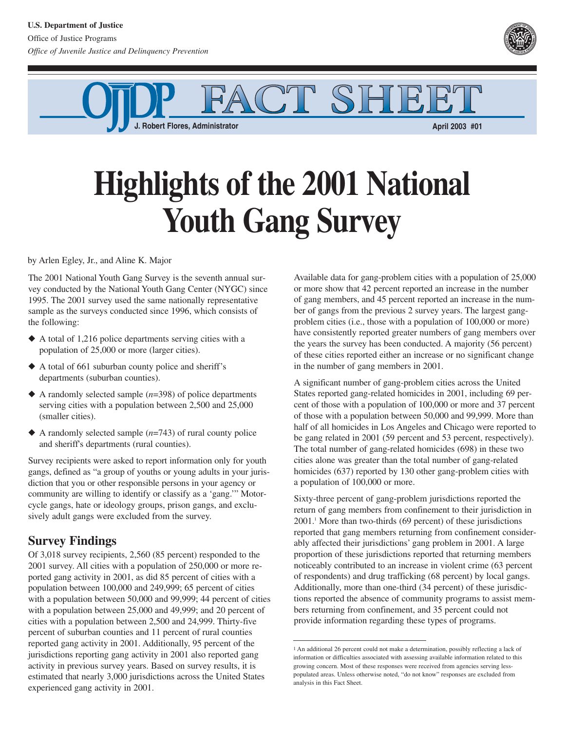U.S. Department of Justice

Office of Justice Programs

*Office of Juvenile Justice and Delinquency Prevention*

OJJDP FACT SHEET

J. Robert Flores, Administrator

April 2003 #01

# Highlights of the 2001 National Youth Gang Survey

by Arlen Egley, Jr., and Aline K. Major

The 2001 National Youth Gang Survey is the seventh annual survey conducted by the National Youth Gang Center (NYGC) since 1995. The 2001 survey used the same nationally representative sample as the surveys conducted since 1996, which consists of the following:

- A total of 1,216 police departments serving cities with a population of 25,000 or more (larger cities).
- A total of 661 suburban county police and sheriff's departments (suburban counties).
- A randomly selected sample (*n*=398) of police departments serving cities with a population between 2,500 and 25,000 (smaller cities).
- A randomly selected sample (*n*=743) of rural county police and sheriff's departments (rural counties).

Survey recipients were asked to report information only for youth gangs, defined as "a group of youths or young adults in your jurisdiction that you or other responsible persons in your agency or community are willing to identify or classify as a 'gang.'" Motorcycle gangs, hate or ideology groups, prison gangs, and exclusively adult gangs were excluded from the survey.

## Survey Findings

Of 3,018 survey recipients, 2,560 (85 percent) responded to the 2001 survey. All cities with a population of 250,000 or more reported gang activity in 2001, as did 85 percent of cities with a population between 100,000 and 249,999; 65 percent of cities with a population between 50,000 and 99,999; 44 percent of cities with a population between 25,000 and 49,999; and 20 percent of cities with a population between 2,500 and 24,999. Thirty-five percent of suburban counties and 11 percent of rural counties reported gang activity in 2001. Additionally, 95 percent of the jurisdictions reporting gang activity in 2001 also reported gang activity in previous survey years. Based on survey results, it is estimated that nearly 3,000 jurisdictions across the United States experienced gang activity in 2001.

Available data for gang-problem cities with a population of 25,000 or more show that 42 percent reported an increase in the number of gang members, and 45 percent reported an increase in the number of gangs from the previous 2 survey years. The largest gang-problem cities (i.e., those with a population of 100,000 or more) have consistently reported greater numbers of gang members over the years the survey has been conducted. A majority (56 percent) of these cities reported either an increase or no significant change in the number of gang members in 2001.

A significant number of gang-problem cities across the United States reported gang-related homicides in 2001, including 69 percent of those with a population of 100,000 or more and 37 percent of those with a population between 50,000 and 99,999. More than half of all homicides in Los Angeles and Chicago were reported to be gang related in 2001 (59 percent and 53 percent, respectively). The total number of gang-related homicides (698) in these two cities alone was greater than the total number of gang-related homicides (637) reported by 130 other gang-problem cities with a population of 100,000 or more.

Sixty-three percent of gang-problem jurisdictions reported the return of gang members from confinement to their jurisdiction in 2001.[1] More than two-thirds (69 percent) of these jurisdictions reported that gang members returning from confinement considerably affected their jurisdictions' gang problem in 2001. A large proportion of these jurisdictions reported that returning members noticeably contributed to an increase in violent crime (63 percent of respondents) and drug trafficking (68 percent) by local gangs. Additionally, more than one-third (34 percent) of these jurisdictions reported the absence of community programs to assist members returning from confinement, and 35 percent could not provide information regarding these types of programs.

---

[1] An additional 26 percent could not make a determination, possibly reflecting a lack of information or difficulties associated with assessing available information related to this growing concern. Most of these responses were received from agencies serving less-populated areas. Unless otherwise noted, "do not know" responses are excluded from analysis in this Fact Sheet.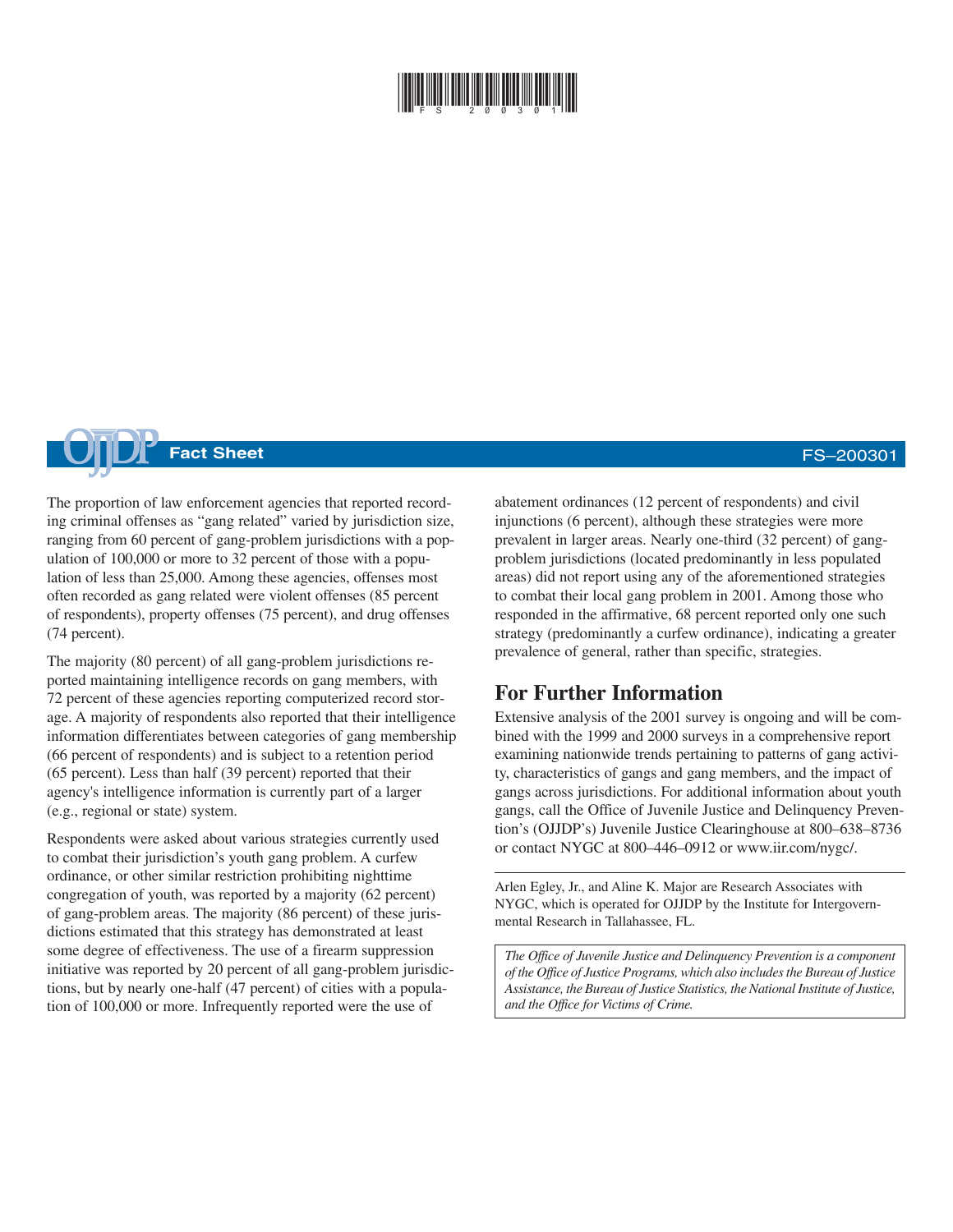The proportion of law enforcement agencies that reported recording criminal offenses as "gang related" varied by jurisdiction size, ranging from 60 percent of gang-problem jurisdictions with a population of 100,000 or more to 32 percent of those with a population of less than 25,000. Among these agencies, offenses most often recorded as gang related were violent offenses (85 percent of respondents), property offenses (75 percent), and drug offenses (74 percent).

The majority (80 percent) of all gang-problem jurisdictions reported maintaining intelligence records on gang members, with 72 percent of these agencies reporting computerized record storage. A majority of respondents also reported that their intelligence information differentiates between categories of gang membership (66 percent of respondents) and is subject to a retention period (65 percent). Less than half (39 percent) reported that their agency's intelligence information is currently part of a larger (e.g., regional or state) system.

Respondents were asked about various strategies currently used to combat their jurisdiction's youth gang problem. A curfew ordinance, or other similar restriction prohibiting nighttime congregation of youth, was reported by a majority (62 percent) of gang-problem areas. The majority (86 percent) of these jurisdictions estimated that this strategy has demonstrated at least some degree of effectiveness. The use of a firearm suppression initiative was reported by 20 percent of all gang-problem jurisdictions, but by nearly one-half (47 percent) of cities with a population of 100,000 or more. Infrequently reported were the use of abatement ordinances (12 percent of respondents) and civil injunctions (6 percent), although these strategies were more prevalent in larger areas. Nearly one-third (32 percent) of gang-problem jurisdictions (located predominantly in less populated areas) did not report using any of the aforementioned strategies to combat their local gang problem in 2001. Among those who responded in the affirmative, 68 percent reported only one such strategy (predominantly a curfew ordinance), indicating a greater prevalence of general, rather than specific, strategies.

## For Further Information

Extensive analysis of the 2001 survey is ongoing and will be combined with the 1999 and 2000 surveys in a comprehensive report examining nationwide trends pertaining to patterns of gang activity, characteristics of gangs and gang members, and the impact of gangs across jurisdictions. For additional information about youth gangs, call the Office of Juvenile Justice and Delinquency Prevention's (OJJDP's) Juvenile Justice Clearinghouse at 800–638–8736 or contact NYGC at 800–446–0912 or www.iir.com/nygc/.

---

Arlen Egley, Jr., and Aline K. Major are Research Associates with NYGC, which is operated for OJJDP by the Institute for Intergovernmental Research in Tallahassee, FL.

*The Office of Juvenile Justice and Delinquency Prevention is a component of the Office of Justice Programs, which also includes the Bureau of Justice Assistance, the Bureau of Justice Statistics, the National Institute of Justice, and the Office for Victims of Crime.*